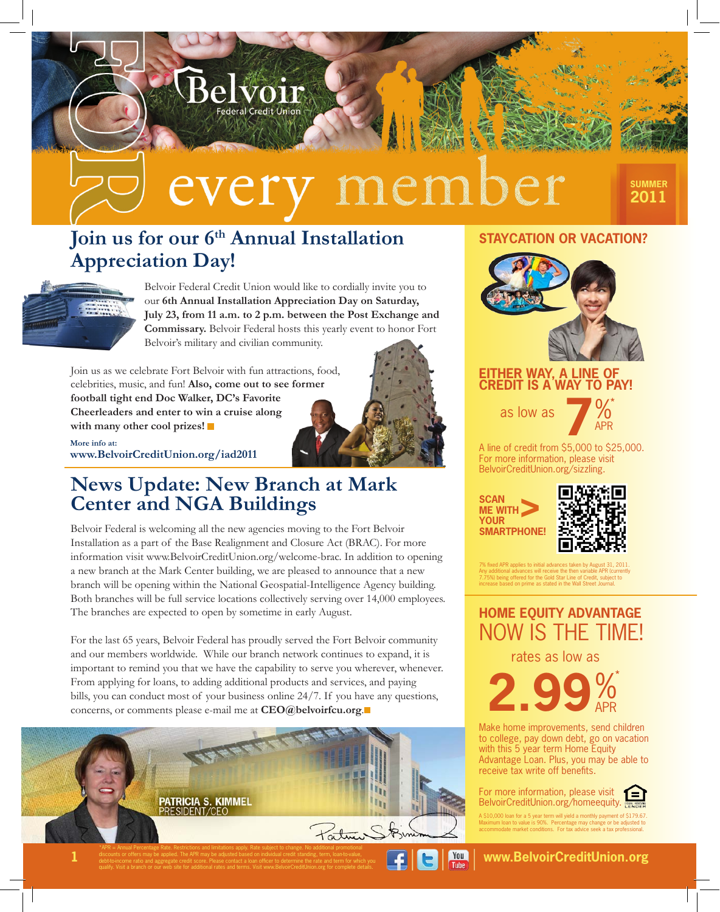Belvoir Federal Credit Union

# FOR every member

SUMMER 2011

## Join us for our 6th Annual Installation Appreciation Day!

Belvoir Federal Credit Union would like to cordially invite you to our **6th Annual Installation Appreciation Day on Saturday, July 23, from 11 a.m. to 2 p.m. between the Post Exchange and Commissary.** Belvoir Federal hosts this yearly event to honor Fort Belvoir's military and civilian community.

Join us as we celebrate Fort Belvoir with fun attractions, food, celebrities, music, and fun! **Also, come out to see former football tight end Doc Walker, DC's Favorite Cheerleaders and enter to win a cruise along with many other cool prizes!**

**More info at:**
**www.BelvoirCreditUnion.org/iad2011**

## News Update: New Branch at Mark Center and NGA Buildings

Belvoir Federal is welcoming all the new agencies moving to the Fort Belvoir Installation as a part of the Base Realignment and Closure Act (BRAC). For more information visit www.BelvoirCreditUnion.org/welcome-brac. In addition to opening a new branch at the Mark Center building, we are pleased to announce that a new branch will be opening within the National Geospatial-Intelligence Agency building. Both branches will be full service locations collectively serving over 14,000 employees. The branches are expected to open by sometime in early August.

For the last 65 years, Belvoir Federal has proudly served the Fort Belvoir community and our members worldwide. While our branch network continues to expand, it is important to remind you that we have the capability to serve you wherever, whenever. From applying for loans, to adding additional products and services, and paying bills, you can conduct most of your business online 24/7. If you have any questions, concerns, or comments please e-mail me at **CEO@belvoirfcu.org**.

**PATRICIA S. KIMMEL**
PRESIDENT/CEO

## STAYCATION OR VACATION?

### EITHER WAY, A LINE OF CREDIT IS A WAY TO PAY!

as low as **7%*** APR

A line of credit from $5,000 to $25,000. For more information, please visit BelvoirCreditUnion.org/sizzling.

**SCAN ME WITH YOUR SMARTPHONE!**

7% fixed APR applies to initial advances taken by August 31, 2011. Any additional advances will receive the then variable APR (currently 7.75%) being offered for the Gold Star Line of Credit, subject to increase based on prime as stated in the Wall Street Journal.

## HOME EQUITY ADVANTAGE

### NOW IS THE TIME!

rates as low as **2.99%*** APR

Make home improvements, send children to college, pay down debt, go on vacation with this 5 year term Home Equity Advantage Loan. Plus, you may be able to receive tax write off benefits.

For more information, please visit BelvoirCreditUnion.org/homeequity.

A $10,000 loan for a 5 year term will yield a monthly payment of $179.67. Maximum loan to value is 90%. Percentage may change or be adjusted to accommodate market conditions. For tax advice seek a tax professional.

*APR = Annual Percentage Rate. Restrictions and limitations apply. Rate subject to change. No additional promotional discounts or offers may be applied. The APR may be adjusted based on individual credit standing, term, loan-to-value, debt-to-income ratio and aggregate credit score. Please contact a loan officer to determine the rate and term for which you qualify. Visit a branch or our web site for additional rates and terms. Visit www.BelvoirCreditUnion.org for complete details.

www.BelvoirCreditUnion.org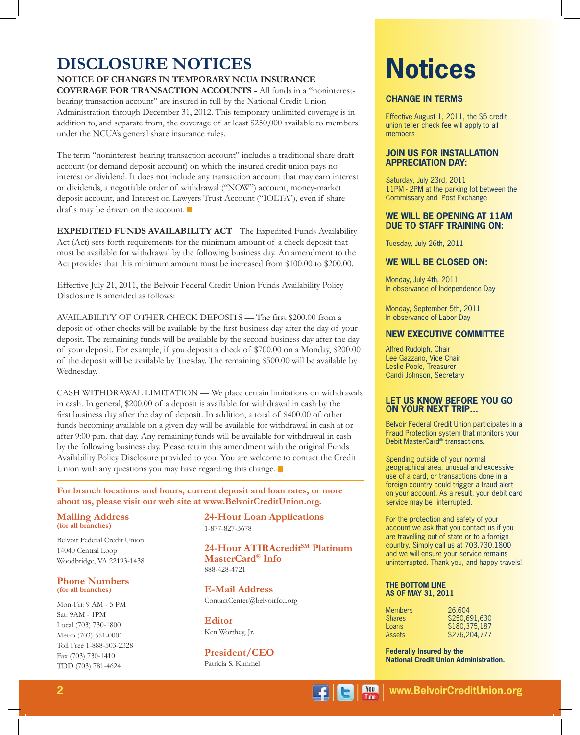# DISCLOSURE NOTICES

**NOTICE OF CHANGES IN TEMPORARY NCUA INSURANCE COVERAGE FOR TRANSACTION ACCOUNTS -** All funds in a "noninterest-bearing transaction account" are insured in full by the National Credit Union Administration through December 31, 2012. This temporary unlimited coverage is in addition to, and separate from, the coverage of at least $250,000 available to members under the NCUA's general share insurance rules.

The term "noninterest-bearing transaction account" includes a traditional share draft account (or demand deposit account) on which the insured credit union pays no interest or dividend. It does not include any transaction account that may earn interest or dividends, a negotiable order of withdrawal ("NOW") account, money-market deposit account, and Interest on Lawyers Trust Account ("IOLTA"), even if share drafts may be drawn on the account.

**EXPEDITED FUNDS AVAILABILITY ACT** - The Expedited Funds Availability Act (Act) sets forth requirements for the minimum amount of a check deposit that must be available for withdrawal by the following business day. An amendment to the Act provides that this minimum amount must be increased from $100.00 to $200.00.

Effective July 21, 2011, the Belvoir Federal Credit Union Funds Availability Policy Disclosure is amended as follows:

AVAILABILITY OF OTHER CHECK DEPOSITS — The first $200.00 from a deposit of other checks will be available by the first business day after the day of your deposit. The remaining funds will be available by the second business day after the day of your deposit. For example, if you deposit a check of $700.00 on a Monday, $200.00 of the deposit will be available by Tuesday. The remaining $500.00 will be available by Wednesday.

CASH WITHDRAWAL LIMITATION — We place certain limitations on withdrawals in cash. In general, $200.00 of a deposit is available for withdrawal in cash by the first business day after the day of deposit. In addition, a total of $400.00 of other funds becoming available on a given day will be available for withdrawal in cash at or after 9:00 p.m. that day. Any remaining funds will be available for withdrawal in cash by the following business day. Please retain this amendment with the original Funds Availability Policy Disclosure provided to you. You are welcome to contact the Credit Union with any questions you may have regarding this change.

**For branch locations and hours, current deposit and loan rates, or more about us, please visit our web site at www.BelvoirCreditUnion.org.**

### Mailing Address
**(for all branches)**

Belvoir Federal Credit Union
14040 Central Loop
Woodbridge, VA 22193-1438

### Phone Numbers
**(for all branches)**

Mon-Fri: 9 AM - 5 PM
Sat: 9AM - 1PM
Local (703) 730-1800
Metro (703) 551-0001
Toll Free 1-888-503-2328
Fax (703) 730-1410
TDD (703) 781-4624

### 24-Hour Loan Applications
1-877-827-3678

### 24-Hour ATIRAcredit℠ Platinum MasterCard® Info
888-428-4721

### E-Mail Address
ContactCenter@belvoirfcu.org

### Editor
Ken Worthey, Jr.

### President/CEO
Patricia S. Kimmel

# Notices

## CHANGE IN TERMS

Effective August 1, 2011, the $5 credit union teller check fee will apply to all members

## JOIN US FOR INSTALLATION APPRECIATION DAY:

Saturday, July 23rd, 2011
11PM - 2PM at the parking lot between the Commissary and Post Exchange

## WE WILL BE OPENING AT 11AM DUE TO STAFF TRAINING ON:

Tuesday, July 26th, 2011

## WE WILL BE CLOSED ON:

Monday, July 4th, 2011
In observance of Independence Day

Monday, September 5th, 2011
In observance of Labor Day

## NEW EXECUTIVE COMMITTEE

Alfred Rudolph, Chair
Lee Gazzano, Vice Chair
Leslie Poole, Treasurer
Candi Johnson, Secretary

## LET US KNOW BEFORE YOU GO ON YOUR NEXT TRIP…

Belvoir Federal Credit Union participates in a Fraud Protection system that monitors your Debit MasterCard® transactions.

Spending outside of your normal geographical area, unusual and excessive use of a card, or transactions done in a foreign country could trigger a fraud alert on your account. As a result, your debit card service may be interrupted.

For the protection and safety of your account we ask that you contact us if you are travelling out of state or to a foreign country. Simply call us at 703.730.1800 and we will ensure your service remains uninterrupted. Thank you, and happy travels!

## THE BOTTOM LINE AS OF MAY 31, 2011

| | |
|---|---|
| Members | 26,604 |
| Shares | $250,691,630 |
| Loans | $180,375,187 |
| Assets | $276,204,777 |

**Federally Insured by the National Credit Union Administration.**

www.BelvoirCreditUnion.org